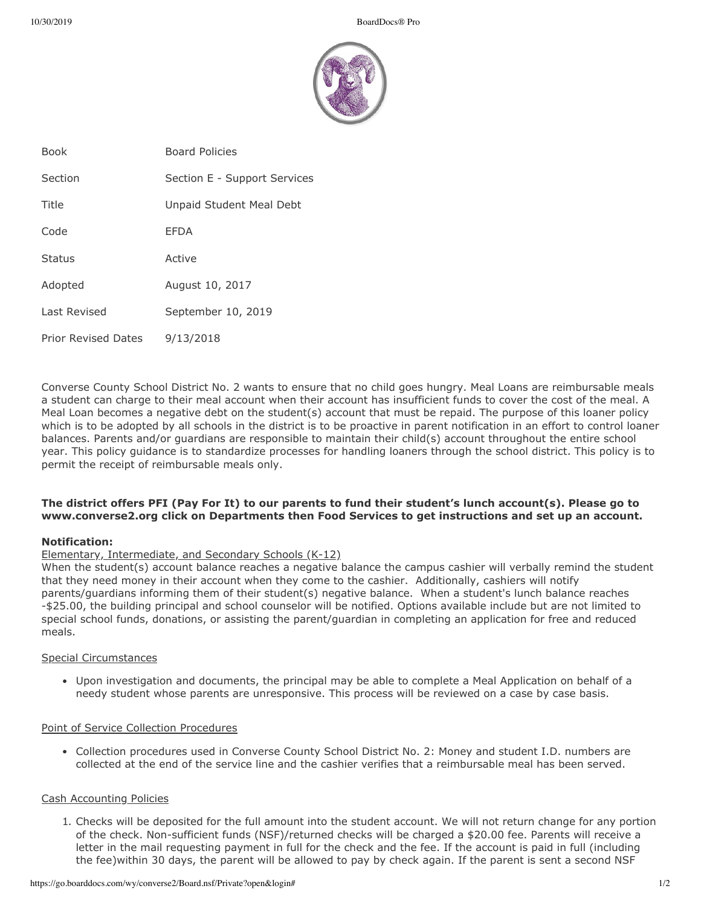| Book | Board Policies |
| --- | --- |
| Section | Section E - Support Services |
| Title | Unpaid Student Meal Debt |
| Code | EFDA |
| Status | Active |
| Adopted | August 10, 2017 |
| Last Revised | September 10, 2019 |
| Prior Revised Dates | 9/13/2018 |

Converse County School District No. 2 wants to ensure that no child goes hungry. Meal Loans are reimbursable meals a student can charge to their meal account when their account has insufficient funds to cover the cost of the meal. A Meal Loan becomes a negative debt on the student(s) account that must be repaid. The purpose of this loaner policy which is to be adopted by all schools in the district is to be proactive in parent notification in an effort to control loaner balances. Parents and/or guardians are responsible to maintain their child(s) account throughout the entire school year. This policy guidance is to standardize processes for handling loaners through the school district. This policy is to permit the receipt of reimbursable meals only.

**The district offers PFI (Pay For It) to our parents to fund their student's lunch account(s). Please go to www.converse2.org click on Departments then Food Services to get instructions and set up an account.**

**Notification:**

Elementary, Intermediate, and Secondary Schools (K-12)

When the student(s) account balance reaches a negative balance the campus cashier will verbally remind the student that they need money in their account when they come to the cashier. Additionally, cashiers will notify parents/guardians informing them of their student(s) negative balance. When a student's lunch balance reaches -$25.00, the building principal and school counselor will be notified. Options available include but are not limited to special school funds, donations, or assisting the parent/guardian in completing an application for free and reduced meals.

Special Circumstances

- Upon investigation and documents, the principal may be able to complete a Meal Application on behalf of a needy student whose parents are unresponsive. This process will be reviewed on a case by case basis.

Point of Service Collection Procedures

- Collection procedures used in Converse County School District No. 2: Money and student I.D. numbers are collected at the end of the service line and the cashier verifies that a reimbursable meal has been served.

Cash Accounting Policies

1. Checks will be deposited for the full amount into the student account. We will not return change for any portion of the check. Non-sufficient funds (NSF)/returned checks will be charged a $20.00 fee. Parents will receive a letter in the mail requesting payment in full for the check and the fee. If the account is paid in full (including the fee)within 30 days, the parent will be allowed to pay by check again. If the parent is sent a second NSF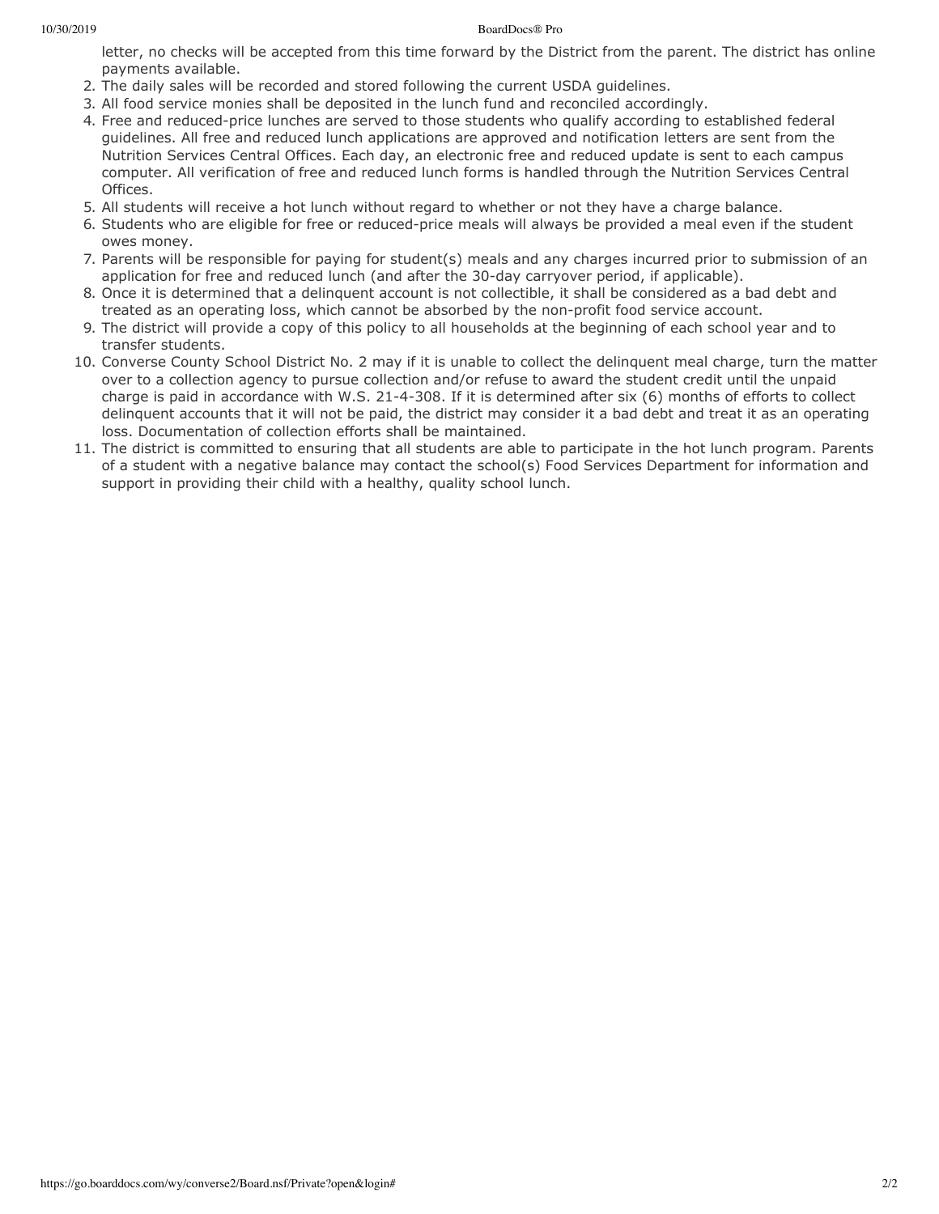letter, no checks will be accepted from this time forward by the District from the parent. The district has online payments available.

2. The daily sales will be recorded and stored following the current USDA guidelines.
3. All food service monies shall be deposited in the lunch fund and reconciled accordingly.
4. Free and reduced-price lunches are served to those students who qualify according to established federal guidelines. All free and reduced lunch applications are approved and notification letters are sent from the Nutrition Services Central Offices. Each day, an electronic free and reduced update is sent to each campus computer. All verification of free and reduced lunch forms is handled through the Nutrition Services Central Offices.
5. All students will receive a hot lunch without regard to whether or not they have a charge balance.
6. Students who are eligible for free or reduced-price meals will always be provided a meal even if the student owes money.
7. Parents will be responsible for paying for student(s) meals and any charges incurred prior to submission of an application for free and reduced lunch (and after the 30-day carryover period, if applicable).
8. Once it is determined that a delinquent account is not collectible, it shall be considered as a bad debt and treated as an operating loss, which cannot be absorbed by the non-profit food service account.
9. The district will provide a copy of this policy to all households at the beginning of each school year and to transfer students.
10. Converse County School District No. 2 may if it is unable to collect the delinquent meal charge, turn the matter over to a collection agency to pursue collection and/or refuse to award the student credit until the unpaid charge is paid in accordance with W.S. 21-4-308. If it is determined after six (6) months of efforts to collect delinquent accounts that it will not be paid, the district may consider it a bad debt and treat it as an operating loss. Documentation of collection efforts shall be maintained.
11. The district is committed to ensuring that all students are able to participate in the hot lunch program. Parents of a student with a negative balance may contact the school(s) Food Services Department for information and support in providing their child with a healthy, quality school lunch.